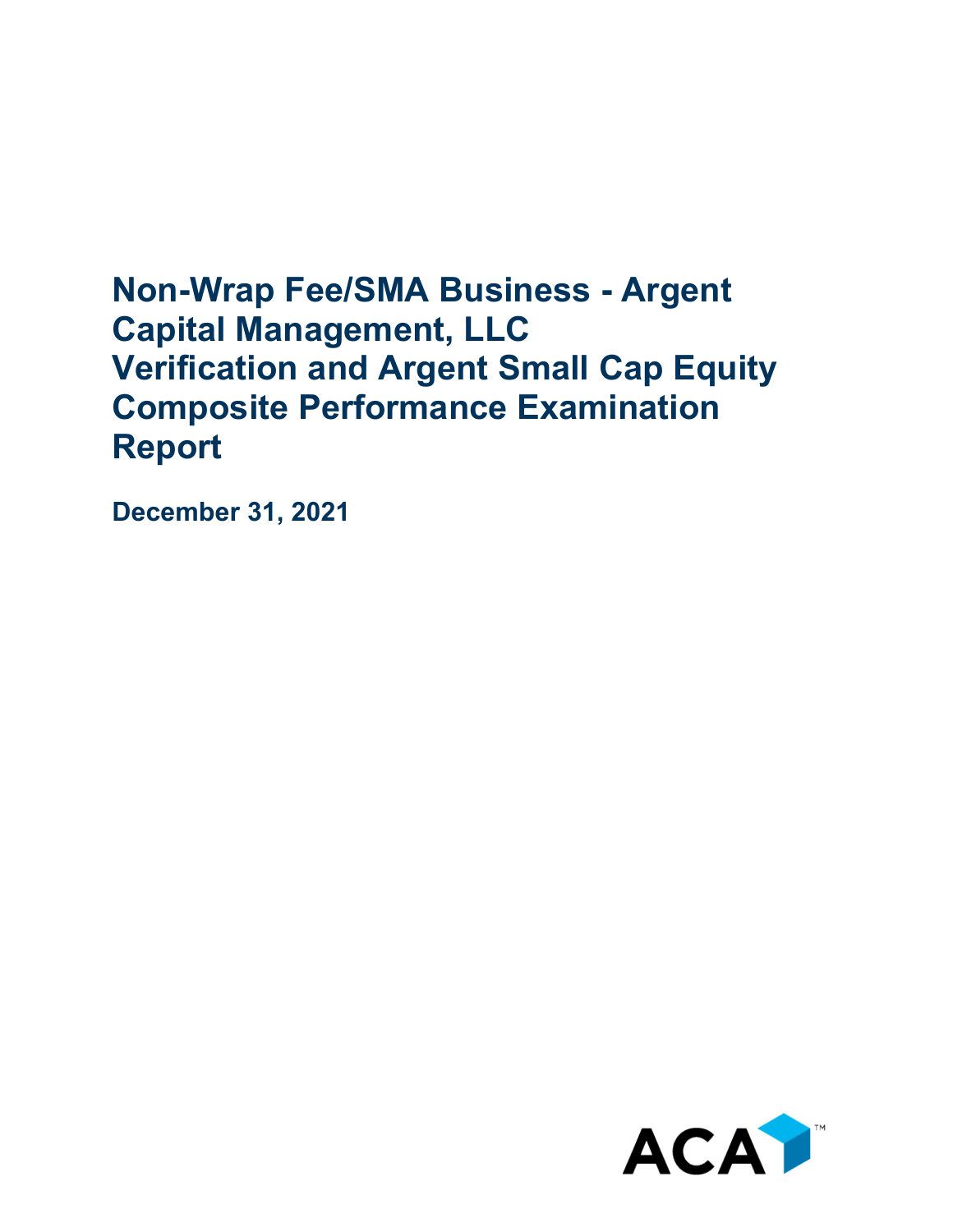# Non-Wrap Fee/SMA Business - Argent Capital Management, LLC Verification and Argent Small Cap Equity Composite Performance Examination Report

**December 31, 2021**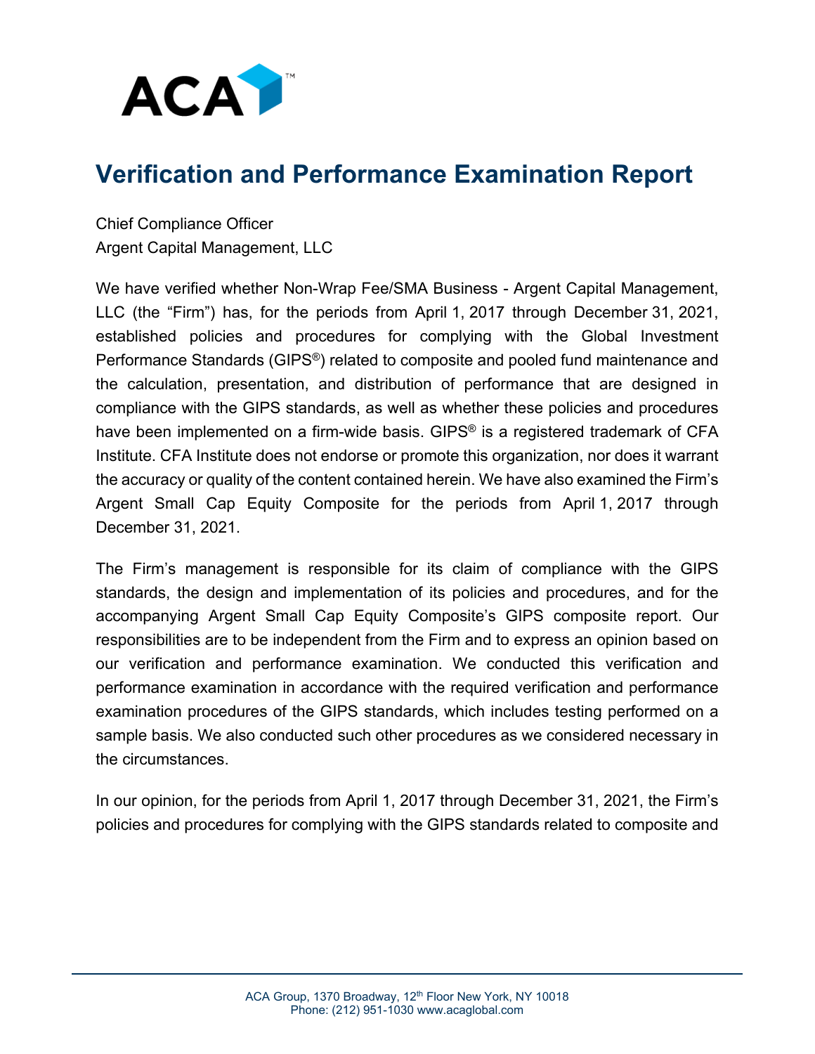# Verification and Performance Examination Report

Chief Compliance Officer
Argent Capital Management, LLC

We have verified whether Non-Wrap Fee/SMA Business - Argent Capital Management, LLC (the "Firm") has, for the periods from April 1, 2017 through December 31, 2021, established policies and procedures for complying with the Global Investment Performance Standards (GIPS®) related to composite and pooled fund maintenance and the calculation, presentation, and distribution of performance that are designed in compliance with the GIPS standards, as well as whether these policies and procedures have been implemented on a firm-wide basis. GIPS® is a registered trademark of CFA Institute. CFA Institute does not endorse or promote this organization, nor does it warrant the accuracy or quality of the content contained herein. We have also examined the Firm's Argent Small Cap Equity Composite for the periods from April 1, 2017 through December 31, 2021.

The Firm's management is responsible for its claim of compliance with the GIPS standards, the design and implementation of its policies and procedures, and for the accompanying Argent Small Cap Equity Composite's GIPS composite report. Our responsibilities are to be independent from the Firm and to express an opinion based on our verification and performance examination. We conducted this verification and performance examination in accordance with the required verification and performance examination procedures of the GIPS standards, which includes testing performed on a sample basis. We also conducted such other procedures as we considered necessary in the circumstances.

In our opinion, for the periods from April 1, 2017 through December 31, 2021, the Firm's policies and procedures for complying with the GIPS standards related to composite and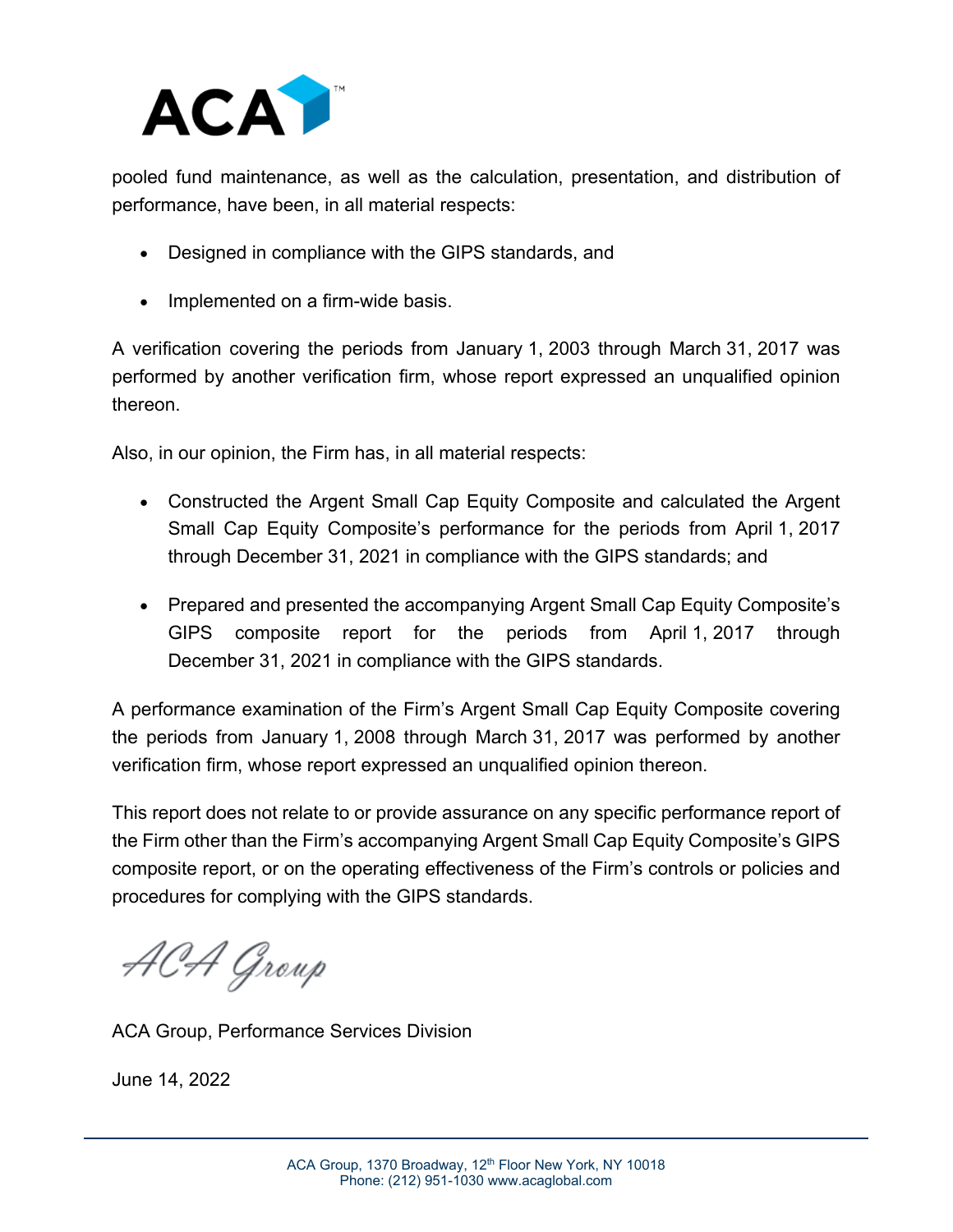pooled fund maintenance, as well as the calculation, presentation, and distribution of performance, have been, in all material respects:

- Designed in compliance with the GIPS standards, and
- Implemented on a firm-wide basis.

A verification covering the periods from January 1, 2003 through March 31, 2017 was performed by another verification firm, whose report expressed an unqualified opinion thereon.

Also, in our opinion, the Firm has, in all material respects:

- Constructed the Argent Small Cap Equity Composite and calculated the Argent Small Cap Equity Composite's performance for the periods from April 1, 2017 through December 31, 2021 in compliance with the GIPS standards; and
- Prepared and presented the accompanying Argent Small Cap Equity Composite's GIPS composite report for the periods from April 1, 2017 through December 31, 2021 in compliance with the GIPS standards.

A performance examination of the Firm's Argent Small Cap Equity Composite covering the periods from January 1, 2008 through March 31, 2017 was performed by another verification firm, whose report expressed an unqualified opinion thereon.

This report does not relate to or provide assurance on any specific performance report of the Firm other than the Firm's accompanying Argent Small Cap Equity Composite's GIPS composite report, or on the operating effectiveness of the Firm's controls or policies and procedures for complying with the GIPS standards.

*ACA Group*

ACA Group, Performance Services Division

June 14, 2022

ACA Group, 1370 Broadway, 12th Floor New York, NY 10018
Phone: (212) 951-1030 www.acaglobal.com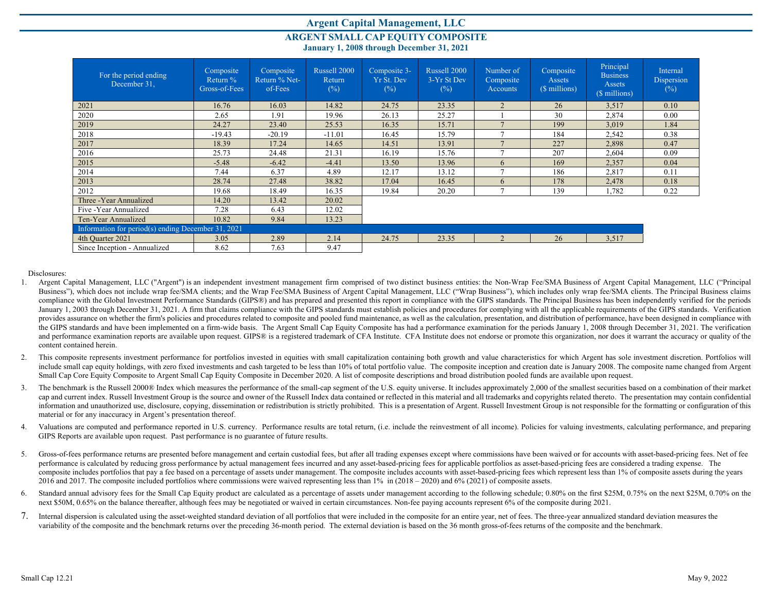# Argent Capital Management, LLC

## ARGENT SMALL CAP EQUITY COMPOSITE

### January 1, 2008 through December 31, 2021

| For the period ending December 31, | Composite Return % Gross-of-Fees | Composite Return % Net-of-Fees | Russell 2000 Return (%) | Composite 3-Yr St. Dev (%) | Russell 2000 3-Yr St Dev (%) | Number of Composite Accounts | Composite Assets ($ millions) | Principal Business Assets ($ millions) | Internal Dispersion (%) |
|---|---|---|---|---|---|---|---|---|---|
| 2021 | 16.76 | 16.03 | 14.82 | 24.75 | 23.35 | 2 | 26 | 3,517 | 0.10 |
| 2020 | 2.65 | 1.91 | 19.96 | 26.13 | 25.27 | 1 | 30 | 2,874 | 0.00 |
| 2019 | 24.27 | 23.40 | 25.53 | 16.35 | 15.71 | 7 | 199 | 3,019 | 1.84 |
| 2018 | -19.43 | -20.19 | -11.01 | 16.45 | 15.79 | 7 | 184 | 2,542 | 0.38 |
| 2017 | 18.39 | 17.24 | 14.65 | 14.51 | 13.91 | 7 | 227 | 2,898 | 0.47 |
| 2016 | 25.73 | 24.48 | 21.31 | 16.19 | 15.76 | 7 | 207 | 2,604 | 0.09 |
| 2015 | -5.48 | -6.42 | -4.41 | 13.50 | 13.96 | 6 | 169 | 2,357 | 0.04 |
| 2014 | 7.44 | 6.37 | 4.89 | 12.17 | 13.12 | 7 | 186 | 2,817 | 0.11 |
| 2013 | 28.74 | 27.48 | 38.82 | 17.04 | 16.45 | 6 | 178 | 2,478 | 0.18 |
| 2012 | 19.68 | 18.49 | 16.35 | 19.84 | 20.20 | 7 | 139 | 1,782 | 0.22 |
| Three -Year Annualized | 14.20 | 13.42 | 20.02 | | | | | | |
| Five -Year Annualized | 7.28 | 6.43 | 12.02 | | | | | | |
| Ten-Year Annualized | 10.82 | 9.84 | 13.23 | | | | | | |
| Information for period(s) ending December 31, 2021 | | | | | | | | | |
| 4th Quarter 2021 | 3.05 | 2.89 | 2.14 | 24.75 | 23.35 | 2 | 26 | 3,517 | |
| Since Inception - Annualized | 8.62 | 7.63 | 9.47 | | | | | | |

Disclosures:

1. Argent Capital Management, LLC ("Argent") is an independent investment management firm comprised of two distinct business entities: the Non-Wrap Fee/SMA Business of Argent Capital Management, LLC ("Principal Business"), which does not include wrap fee/SMA clients; and the Wrap Fee/SMA Business of Argent Capital Management, LLC ("Wrap Business"), which includes only wrap fee/SMA clients. The Principal Business claims compliance with the Global Investment Performance Standards (GIPS®) and has prepared and presented this report in compliance with the GIPS standards. The Principal Business has been independently verified for the periods January 1, 2003 through December 31, 2021. A firm that claims compliance with the GIPS standards must establish policies and procedures for complying with all the applicable requirements of the GIPS standards. Verification provides assurance on whether the firm's policies and procedures related to composite and pooled fund maintenance, as well as the calculation, presentation, and distribution of performance, have been designed in compliance with the GIPS standards and have been implemented on a firm-wide basis. The Argent Small Cap Equity Composite has had a performance examination for the periods January 1, 2008 through December 31, 2021. The verification and performance examination reports are available upon request. GIPS® is a registered trademark of CFA Institute. CFA Institute does not endorse or promote this organization, nor does it warrant the accuracy or quality of the content contained herein.

2. This composite represents investment performance for portfolios invested in equities with small capitalization containing both growth and value characteristics for which Argent has sole investment discretion. Portfolios will include small cap equity holdings, with zero fixed investments and cash targeted to be less than 10% of total portfolio value. The composite inception and creation date is January 2008. The composite name changed from Argent Small Cap Core Equity Composite to Argent Small Cap Equity Composite in December 2020. A list of composite descriptions and broad distribution pooled funds are available upon request.

3. The benchmark is the Russell 2000® Index which measures the performance of the small-cap segment of the U.S. equity universe. It includes approximately 2,000 of the smallest securities based on a combination of their market cap and current index. Russell Investment Group is the source and owner of the Russell Index data contained or reflected in this material and all trademarks and copyrights related thereto. The presentation may contain confidential information and unauthorized use, disclosure, copying, dissemination or redistribution is strictly prohibited. This is a presentation of Argent. Russell Investment Group is not responsible for the formatting or configuration of this material or for any inaccuracy in Argent's presentation thereof.

4. Valuations are computed and performance reported in U.S. currency. Performance results are total return, (i.e. include the reinvestment of all income). Policies for valuing investments, calculating performance, and preparing GIPS Reports are available upon request. Past performance is no guarantee of future results.

5. Gross-of-fees performance returns are presented before management and certain custodial fees, but after all trading expenses except where commissions have been waived or for accounts with asset-based-pricing fees. Net of fee performance is calculated by reducing gross performance by actual management fees incurred and any asset-based-pricing fees for applicable portfolios as asset-based-pricing fees are considered a trading expense. The composite includes portfolios that pay a fee based on a percentage of assets under management. The composite includes accounts with asset-based-pricing fees which represent less than 1% of composite assets during the years 2016 and 2017. The composite included portfolios where commissions were waived representing less than 1% in (2018 – 2020) and 6% (2021) of composite assets.

6. Standard annual advisory fees for the Small Cap Equity product are calculated as a percentage of assets under management according to the following schedule; 0.80% on the first $25M, 0.75% on the next $25M, 0.70% on the next $50M, 0.65% on the balance thereafter, although fees may be negotiated or waived in certain circumstances. Non-fee paying accounts represent 6% of the composite during 2021.

7. Internal dispersion is calculated using the asset-weighted standard deviation of all portfolios that were included in the composite for an entire year, net of fees. The three-year annualized standard deviation measures the variability of the composite and the benchmark returns over the preceding 36-month period. The external deviation is based on the 36 month gross-of-fees returns of the composite and the benchmark.

Small Cap 12.21

May 9, 2022